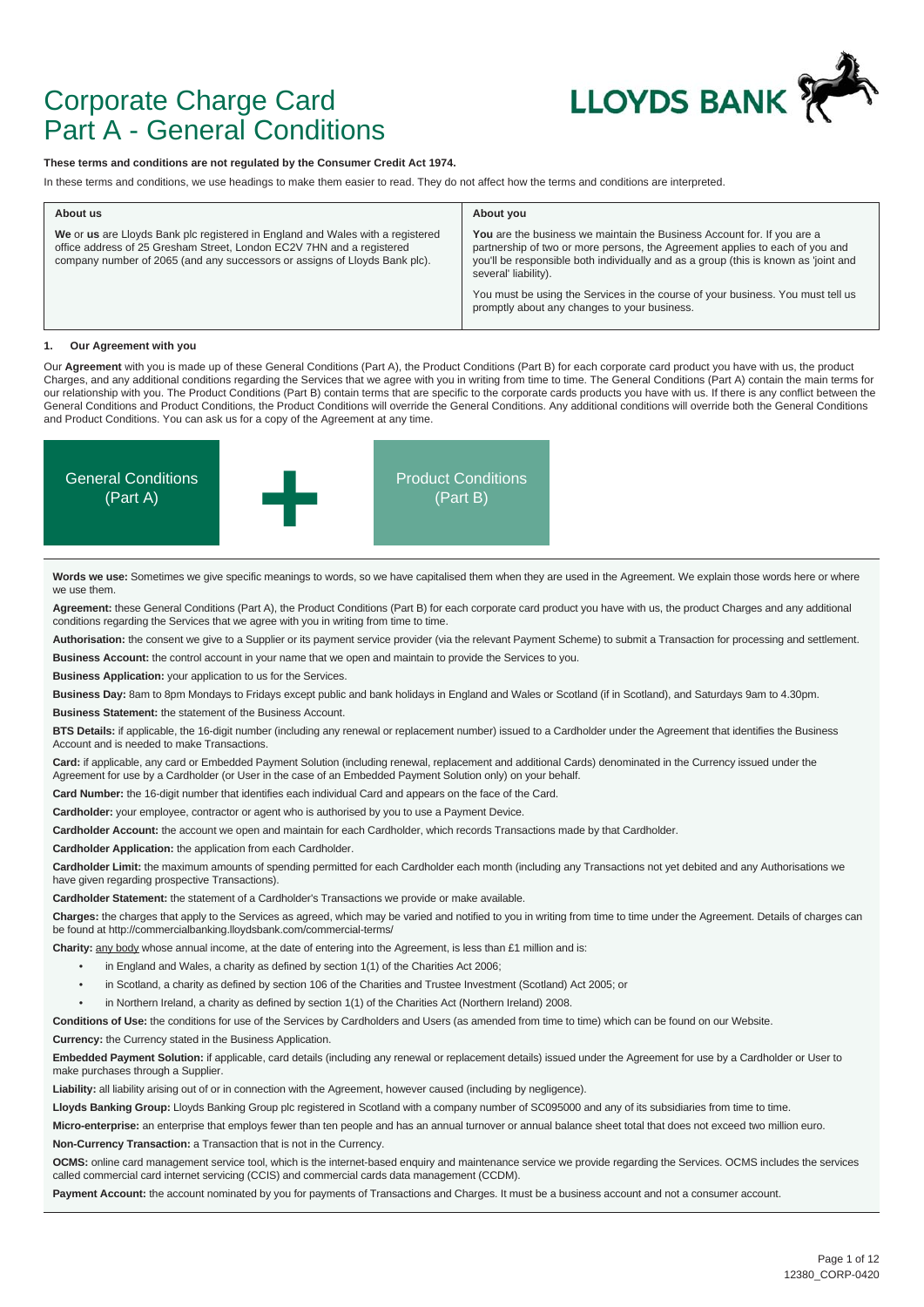# Corporate Charge Card
# Part A - General Conditions

**These terms and conditions are not regulated by the Consumer Credit Act 1974.**

In these terms and conditions, we use headings to make them easier to read. They do not affect how the terms and conditions are interpreted.

| About us | About you |
| --- | --- |
| **We** or **us** are Lloyds Bank plc registered in England and Wales with a registered office address of 25 Gresham Street, London EC2V 7HN and a registered company number of 2065 (and any successors or assigns of Lloyds Bank plc). | **You** are the business we maintain the Business Account for. If you are a partnership of two or more persons, the Agreement applies to each of you and you'll be responsible both individually and as a group (this is known as 'joint and several' liability).<br><br>You must be using the Services in the course of your business. You must tell us promptly about any changes to your business. |

## 1. Our Agreement with you

Our **Agreement** with you is made up of these General Conditions (Part A), the Product Conditions (Part B) for each corporate card product you have with us, the product Charges, and any additional conditions regarding the Services that we agree with you in writing from time to time. The General Conditions (Part A) contain the main terms for our relationship with you. The Product Conditions (Part B) contain terms that are specific to the corporate cards products you have with us. If there is any conflict between the General Conditions and Product Conditions, the Product Conditions will override the General Conditions. Any additional conditions will override both the General Conditions and Product Conditions. You can ask us for a copy of the Agreement at any time.

General Conditions (Part A) + Product Conditions (Part B)

**Words we use:** Sometimes we give specific meanings to words, so we have capitalised them when they are used in the Agreement. We explain those words here or where we use them.

**Agreement:** these General Conditions (Part A), the Product Conditions (Part B) for each corporate card product you have with us, the product Charges and any additional conditions regarding the Services that we agree with you in writing from time to time.

**Authorisation:** the consent we give to a Supplier or its payment service provider (via the relevant Payment Scheme) to submit a Transaction for processing and settlement.

**Business Account:** the control account in your name that we open and maintain to provide the Services to you.

**Business Application:** your application to us for the Services.

**Business Day:** 8am to 8pm Mondays to Fridays except public and bank holidays in England and Wales or Scotland (if in Scotland), and Saturdays 9am to 4.30pm.

**Business Statement:** the statement of the Business Account.

**BTS Details:** if applicable, the 16-digit number (including any renewal or replacement number) issued to a Cardholder under the Agreement that identifies the Business Account and is needed to make Transactions.

**Card:** if applicable, any card or Embedded Payment Solution (including renewal, replacement and additional Cards) denominated in the Currency issued under the Agreement for use by a Cardholder (or User in the case of an Embedded Payment Solution only) on your behalf.

**Card Number:** the 16-digit number that identifies each individual Card and appears on the face of the Card.

**Cardholder:** your employee, contractor or agent who is authorised by you to use a Payment Device.

**Cardholder Account:** the account we open and maintain for each Cardholder, which records Transactions made by that Cardholder.

**Cardholder Application:** the application from each Cardholder.

**Cardholder Limit:** the maximum amounts of spending permitted for each Cardholder each month (including any Transactions not yet debited and any Authorisations we have given regarding prospective Transactions).

**Cardholder Statement:** the statement of a Cardholder's Transactions we provide or make available.

**Charges:** the charges that apply to the Services as agreed, which may be varied and notified to you in writing from time to time under the Agreement. Details of charges can be found at http://commercialbanking.lloydsbank.com/commercial-terms/

**Charity:** any body whose annual income, at the date of entering into the Agreement, is less than £1 million and is:

- in England and Wales, a charity as defined by section 1(1) of the Charities Act 2006;
- in Scotland, a charity as defined by section 106 of the Charities and Trustee Investment (Scotland) Act 2005; or
- in Northern Ireland, a charity as defined by section 1(1) of the Charities Act (Northern Ireland) 2008.

**Conditions of Use:** the conditions for use of the Services by Cardholders and Users (as amended from time to time) which can be found on our Website.

**Currency:** the Currency stated in the Business Application.

**Embedded Payment Solution:** if applicable, card details (including any renewal or replacement details) issued under the Agreement for use by a Cardholder or User to make purchases through a Supplier.

**Liability:** all liability arising out of or in connection with the Agreement, however caused (including by negligence).

**Lloyds Banking Group:** Lloyds Banking Group plc registered in Scotland with a company number of SC095000 and any of its subsidiaries from time to time.

**Micro-enterprise:** an enterprise that employs fewer than ten people and has an annual turnover or annual balance sheet total that does not exceed two million euro.

**Non-Currency Transaction:** a Transaction that is not in the Currency.

**OCMS:** online card management service tool, which is the internet-based enquiry and maintenance service we provide regarding the Services. OCMS includes the services called commercial card internet servicing (CCIS) and commercial cards data management (CCDM).

**Payment Account:** the account nominated by you for payments of Transactions and Charges. It must be a business account and not a consumer account.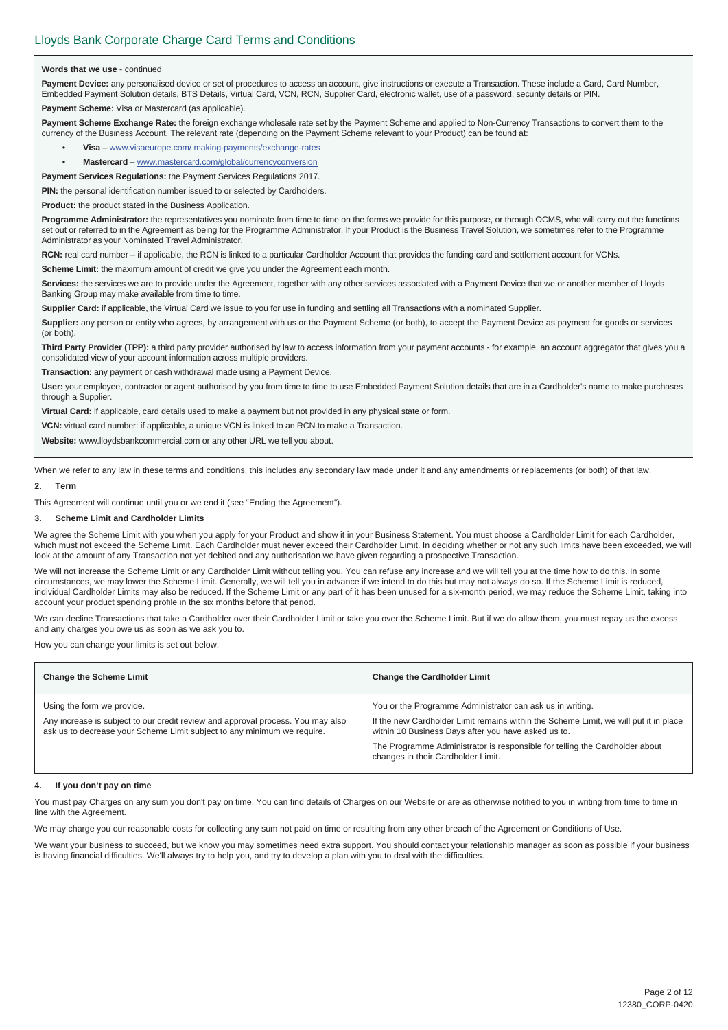**Words that we use** - continued

**Payment Device:** any personalised device or set of procedures to access an account, give instructions or execute a Transaction. These include a Card, Card Number, Embedded Payment Solution details, BTS Details, Virtual Card, VCN, RCN, Supplier Card, electronic wallet, use of a password, security details or PIN.

**Payment Scheme:** Visa or Mastercard (as applicable).

**Payment Scheme Exchange Rate:** the foreign exchange wholesale rate set by the Payment Scheme and applied to Non-Currency Transactions to convert them to the currency of the Business Account. The relevant rate (depending on the Payment Scheme relevant to your Product) can be found at:

- **Visa** – www.visaeurope.com/ making-payments/exchange-rates
- **Mastercard** – www.mastercard.com/global/currencyconversion

**Payment Services Regulations:** the Payment Services Regulations 2017.

**PIN:** the personal identification number issued to or selected by Cardholders.

**Product:** the product stated in the Business Application.

**Programme Administrator:** the representatives you nominate from time to time on the forms we provide for this purpose, or through OCMS, who will carry out the functions set out or referred to in the Agreement as being for the Programme Administrator. If your Product is the Business Travel Solution, we sometimes refer to the Programme Administrator as your Nominated Travel Administrator.

**RCN:** real card number – if applicable, the RCN is linked to a particular Cardholder Account that provides the funding card and settlement account for VCNs.

**Scheme Limit:** the maximum amount of credit we give you under the Agreement each month.

**Services:** the services we are to provide under the Agreement, together with any other services associated with a Payment Device that we or another member of Lloyds Banking Group may make available from time to time.

**Supplier Card:** if applicable, the Virtual Card we issue to you for use in funding and settling all Transactions with a nominated Supplier.

**Supplier:** any person or entity who agrees, by arrangement with us or the Payment Scheme (or both), to accept the Payment Device as payment for goods or services (or both).

**Third Party Provider (TPP):** a third party provider authorised by law to access information from your payment accounts - for example, an account aggregator that gives you a consolidated view of your account information across multiple providers.

**Transaction:** any payment or cash withdrawal made using a Payment Device.

**User:** your employee, contractor or agent authorised by you from time to time to use Embedded Payment Solution details that are in a Cardholder's name to make purchases through a Supplier.

**Virtual Card:** if applicable, card details used to make a payment but not provided in any physical state or form.

**VCN:** virtual card number: if applicable, a unique VCN is linked to an RCN to make a Transaction.

**Website:** www.lloydsbankcommercial.com or any other URL we tell you about.

When we refer to any law in these terms and conditions, this includes any secondary law made under it and any amendments or replacements (or both) of that law.

## 2. Term

This Agreement will continue until you or we end it (see "Ending the Agreement").

## 3. Scheme Limit and Cardholder Limits

We agree the Scheme Limit with you when you apply for your Product and show it in your Business Statement. You must choose a Cardholder Limit for each Cardholder, which must not exceed the Scheme Limit. Each Cardholder must never exceed their Cardholder Limit. In deciding whether or not any such limits have been exceeded, we will look at the amount of any Transaction not yet debited and any authorisation we have given regarding a prospective Transaction.

We will not increase the Scheme Limit or any Cardholder Limit without telling you. You can refuse any increase and we will tell you at the time how to do this. In some circumstances, we may lower the Scheme Limit. Generally, we will tell you in advance if we intend to do this but may not always do so. If the Scheme Limit is reduced, individual Cardholder Limits may also be reduced. If the Scheme Limit or any part of it has been unused for a six-month period, we may reduce the Scheme Limit, taking into account your product spending profile in the six months before that period.

We can decline Transactions that take a Cardholder over their Cardholder Limit or take you over the Scheme Limit. But if we do allow them, you must repay us the excess and any charges you owe us as soon as we ask you to.

How you can change your limits is set out below.

| Change the Scheme Limit | Change the Cardholder Limit |
|---|---|
| Using the form we provide.<br><br>Any increase is subject to our credit review and approval process. You may also ask us to decrease your Scheme Limit subject to any minimum we require. | You or the Programme Administrator can ask us in writing.<br><br>If the new Cardholder Limit remains within the Scheme Limit, we will put it in place within 10 Business Days after you have asked us to.<br><br>The Programme Administrator is responsible for telling the Cardholder about changes in their Cardholder Limit. |

## 4. If you don't pay on time

You must pay Charges on any sum you don't pay on time. You can find details of Charges on our Website or are as otherwise notified to you in writing from time to time in line with the Agreement.

We may charge you our reasonable costs for collecting any sum not paid on time or resulting from any other breach of the Agreement or Conditions of Use.

We want your business to succeed, but we know you may sometimes need extra support. You should contact your relationship manager as soon as possible if your business is having financial difficulties. We'll always try to help you, and try to develop a plan with you to deal with the difficulties.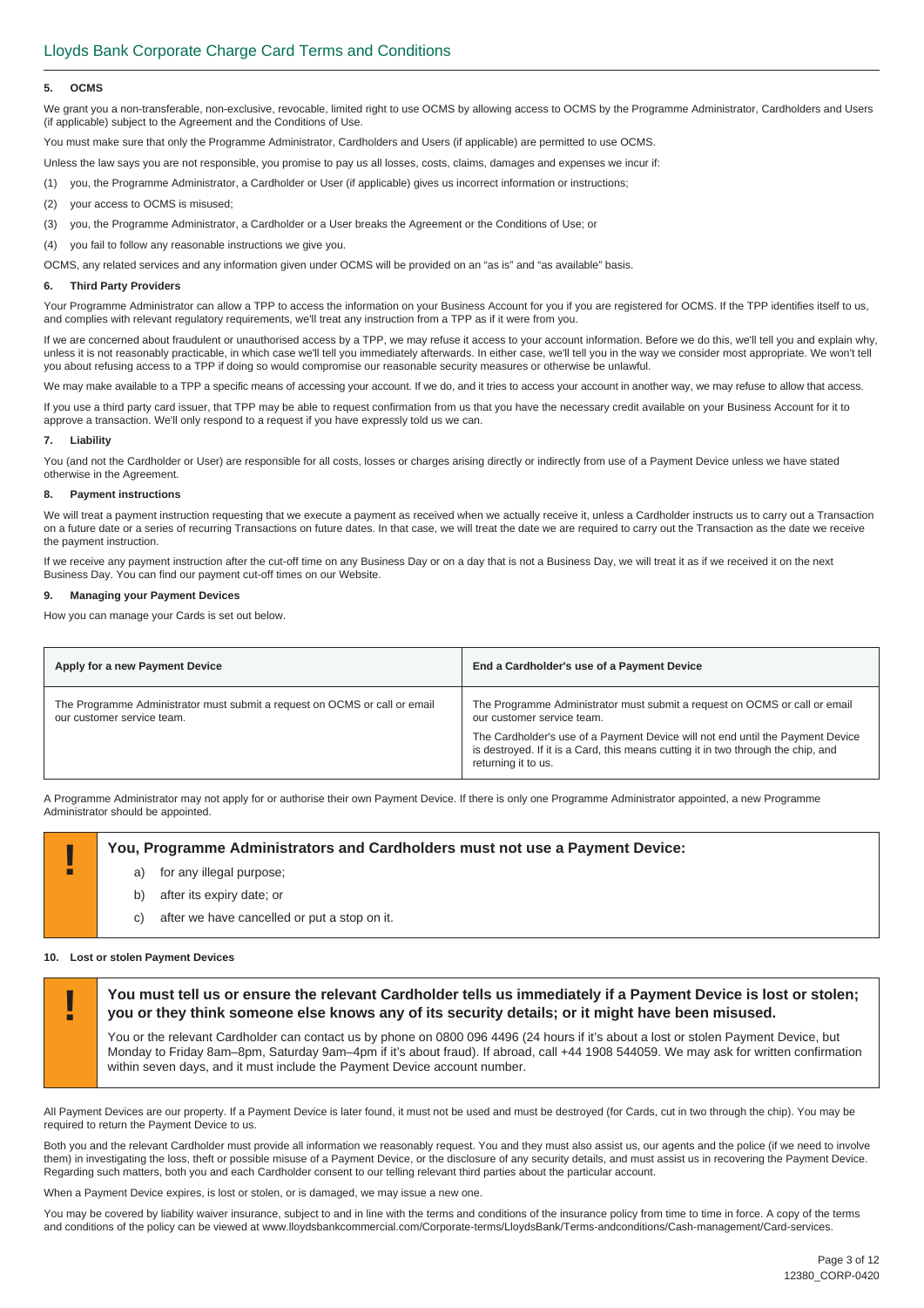### 5. OCMS

We grant you a non-transferable, non-exclusive, revocable, limited right to use OCMS by allowing access to OCMS by the Programme Administrator, Cardholders and Users (if applicable) subject to the Agreement and the Conditions of Use.

You must make sure that only the Programme Administrator, Cardholders and Users (if applicable) are permitted to use OCMS.

Unless the law says you are not responsible, you promise to pay us all losses, costs, claims, damages and expenses we incur if:

(1) you, the Programme Administrator, a Cardholder or User (if applicable) gives us incorrect information or instructions;

(2) your access to OCMS is misused;

(3) you, the Programme Administrator, a Cardholder or a User breaks the Agreement or the Conditions of Use; or

(4) you fail to follow any reasonable instructions we give you.

OCMS, any related services and any information given under OCMS will be provided on an "as is" and "as available" basis.

### 6. Third Party Providers

Your Programme Administrator can allow a TPP to access the information on your Business Account for you if you are registered for OCMS. If the TPP identifies itself to us, and complies with relevant regulatory requirements, we'll treat any instruction from a TPP as if it were from you.

If we are concerned about fraudulent or unauthorised access by a TPP, we may refuse it access to your account information. Before we do this, we'll tell you and explain why, unless it is not reasonably practicable, in which case we'll tell you immediately afterwards. In either case, we'll tell you in the way we consider most appropriate. We won't tell you about refusing access to a TPP if doing so would compromise our reasonable security measures or otherwise be unlawful.

We may make available to a TPP a specific means of accessing your account. If we do, and it tries to access your account in another way, we may refuse to allow that access.

If you use a third party card issuer, that TPP may be able to request confirmation from us that you have the necessary credit available on your Business Account for it to approve a transaction. We'll only respond to a request if you have expressly told us we can.

### 7. Liability

You (and not the Cardholder or User) are responsible for all costs, losses or charges arising directly or indirectly from use of a Payment Device unless we have stated otherwise in the Agreement.

### 8. Payment instructions

We will treat a payment instruction requesting that we execute a payment as received when we actually receive it, unless a Cardholder instructs us to carry out a Transaction on a future date or a series of recurring Transactions on future dates. In that case, we will treat the date we are required to carry out the Transaction as the date we receive the payment instruction.

If we receive any payment instruction after the cut-off time on any Business Day or on a day that is not a Business Day, we will treat it as if we received it on the next Business Day. You can find our payment cut-off times on our Website.

### 9. Managing your Payment Devices

How you can manage your Cards is set out below.

| Apply for a new Payment Device | End a Cardholder's use of a Payment Device |
|---|---|
| The Programme Administrator must submit a request on OCMS or call or email our customer service team. | The Programme Administrator must submit a request on OCMS or call or email our customer service team.<br><br>The Cardholder's use of a Payment Device will not end until the Payment Device is destroyed. If it is a Card, this means cutting it in two through the chip, and returning it to us. |

A Programme Administrator may not apply for or authorise their own Payment Device. If there is only one Programme Administrator appointed, a new Programme Administrator should be appointed.

> **!** **You, Programme Administrators and Cardholders must not use a Payment Device:**
>
> a) for any illegal purpose;
>
> b) after its expiry date; or
>
> c) after we have cancelled or put a stop on it.

### 10. Lost or stolen Payment Devices

> **!** **You must tell us or ensure the relevant Cardholder tells us immediately if a Payment Device is lost or stolen; you or they think someone else knows any of its security details; or it might have been misused.**
>
> You or the relevant Cardholder can contact us by phone on 0800 096 4496 (24 hours if it's about a lost or stolen Payment Device, but Monday to Friday 8am–8pm, Saturday 9am–4pm if it's about fraud). If abroad, call +44 1908 544059. We may ask for written confirmation within seven days, and it must include the Payment Device account number.

All Payment Devices are our property. If a Payment Device is later found, it must not be used and must be destroyed (for Cards, cut in two through the chip). You may be required to return the Payment Device to us.

Both you and the relevant Cardholder must provide all information we reasonably request. You and they must also assist us, our agents and the police (if we need to involve them) in investigating the loss, theft or possible misuse of a Payment Device, or the disclosure of any security details, and must assist us in recovering the Payment Device. Regarding such matters, both you and each Cardholder consent to our telling relevant third parties about the particular account.

When a Payment Device expires, is lost or stolen, or is damaged, we may issue a new one.

You may be covered by liability waiver insurance, subject to and in line with the terms and conditions of the insurance policy from time to time in force. A copy of the terms and conditions of the policy can be viewed at www.lloydsbankcommercial.com/Corporate-terms/LloydsBank/Terms-andconditions/Cash-management/Card-services.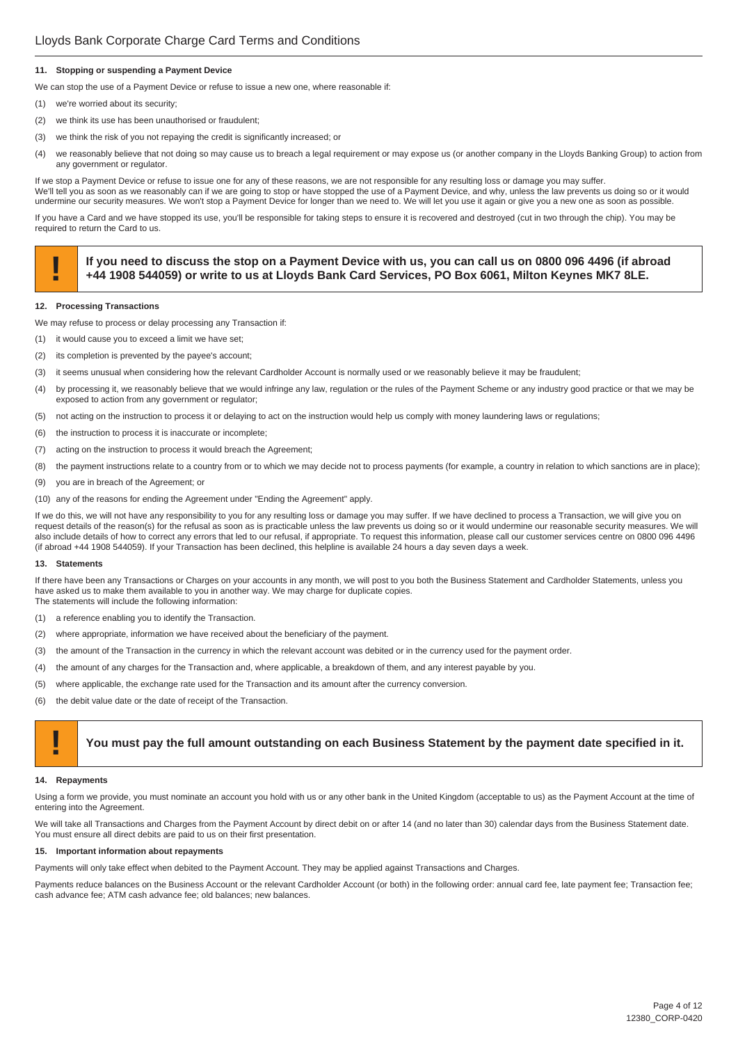### 11. Stopping or suspending a Payment Device

We can stop the use of a Payment Device or refuse to issue a new one, where reasonable if:

(1) we're worried about its security;

(2) we think its use has been unauthorised or fraudulent;

(3) we think the risk of you not repaying the credit is significantly increased; or

(4) we reasonably believe that not doing so may cause us to breach a legal requirement or may expose us (or another company in the Lloyds Banking Group) to action from any government or regulator.

If we stop a Payment Device or refuse to issue one for any of these reasons, we are not responsible for any resulting loss or damage you may suffer.
We'll tell you as soon as we reasonably can if we are going to stop or have stopped the use of a Payment Device, and why, unless the law prevents us doing so or it would undermine our security measures. We won't stop a Payment Device for longer than we need to. We will let you use it again or give you a new one as soon as possible.

If you have a Card and we have stopped its use, you'll be responsible for taking steps to ensure it is recovered and destroyed (cut in two through the chip). You may be required to return the Card to us.

> **!** **If you need to discuss the stop on a Payment Device with us, you can call us on 0800 096 4496 (if abroad +44 1908 544059) or write to us at Lloyds Bank Card Services, PO Box 6061, Milton Keynes MK7 8LE.**

### 12. Processing Transactions

We may refuse to process or delay processing any Transaction if:

(1) it would cause you to exceed a limit we have set;

(2) its completion is prevented by the payee's account;

(3) it seems unusual when considering how the relevant Cardholder Account is normally used or we reasonably believe it may be fraudulent;

(4) by processing it, we reasonably believe that we would infringe any law, regulation or the rules of the Payment Scheme or any industry good practice or that we may be exposed to action from any government or regulator;

(5) not acting on the instruction to process it or delaying to act on the instruction would help us comply with money laundering laws or regulations;

(6) the instruction to process it is inaccurate or incomplete;

(7) acting on the instruction to process it would breach the Agreement;

(8) the payment instructions relate to a country from or to which we may decide not to process payments (for example, a country in relation to which sanctions are in place);

(9) you are in breach of the Agreement; or

(10) any of the reasons for ending the Agreement under "Ending the Agreement" apply.

If we do this, we will not have any responsibility to you for any resulting loss or damage you may suffer. If we have declined to process a Transaction, we will give you on request details of the reason(s) for the refusal as soon as is practicable unless the law prevents us doing so or it would undermine our reasonable security measures. We will also include details of how to correct any errors that led to our refusal, if appropriate. To request this information, please call our customer services centre on 0800 096 4496 (if abroad +44 1908 544059). If your Transaction has been declined, this helpline is available 24 hours a day seven days a week.

### 13. Statements

If there have been any Transactions or Charges on your accounts in any month, we will post to you both the Business Statement and Cardholder Statements, unless you have asked us to make them available to you in another way. We may charge for duplicate copies.
The statements will include the following information:

(1) a reference enabling you to identify the Transaction.

(2) where appropriate, information we have received about the beneficiary of the payment.

(3) the amount of the Transaction in the currency in which the relevant account was debited or in the currency used for the payment order.

(4) the amount of any charges for the Transaction and, where applicable, a breakdown of them, and any interest payable by you.

(5) where applicable, the exchange rate used for the Transaction and its amount after the currency conversion.

(6) the debit value date or the date of receipt of the Transaction.

> **!** **You must pay the full amount outstanding on each Business Statement by the payment date specified in it.**

### 14. Repayments

Using a form we provide, you must nominate an account you hold with us or any other bank in the United Kingdom (acceptable to us) as the Payment Account at the time of entering into the Agreement.

We will take all Transactions and Charges from the Payment Account by direct debit on or after 14 (and no later than 30) calendar days from the Business Statement date. You must ensure all direct debits are paid to us on their first presentation.

### 15. Important information about repayments

Payments will only take effect when debited to the Payment Account. They may be applied against Transactions and Charges.

Payments reduce balances on the Business Account or the relevant Cardholder Account (or both) in the following order: annual card fee, late payment fee; Transaction fee; cash advance fee; ATM cash advance fee; old balances; new balances.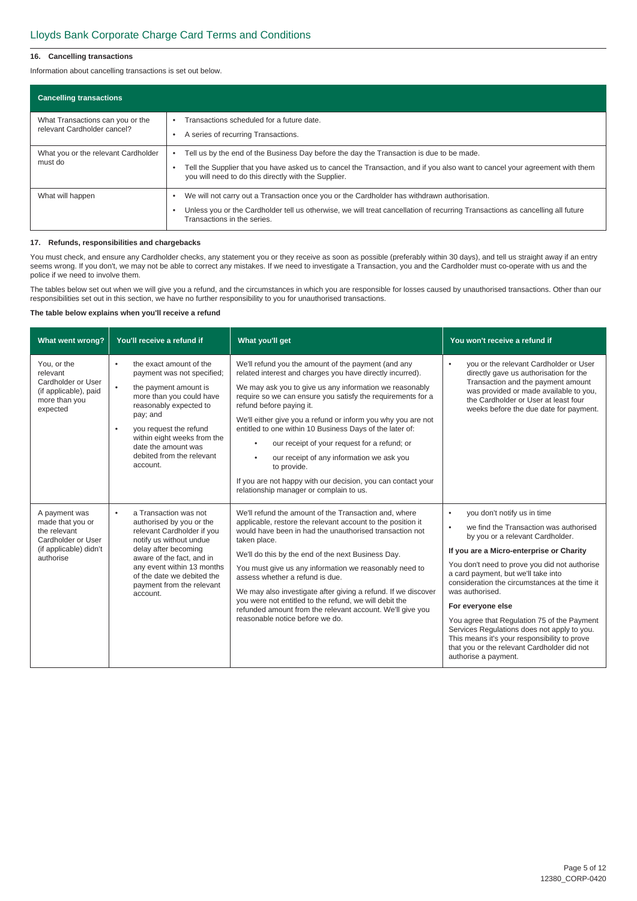### 16. Cancelling transactions

Information about cancelling transactions is set out below.

| Cancelling transactions | |
|---|---|
| What Transactions can you or the relevant Cardholder cancel? | • Transactions scheduled for a future date.<br>• A series of recurring Transactions. |
| What you or the relevant Cardholder must do | • Tell us by the end of the Business Day before the day the Transaction is due to be made.<br>• Tell the Supplier that you have asked us to cancel the Transaction, and if you also want to cancel your agreement with them you will need to do this directly with the Supplier. |
| What will happen | • We will not carry out a Transaction once you or the Cardholder has withdrawn authorisation.<br>• Unless you or the Cardholder tell us otherwise, we will treat cancellation of recurring Transactions as cancelling all future Transactions in the series. |

### 17. Refunds, responsibilities and chargebacks

You must check, and ensure any Cardholder checks, any statement you or they receive as soon as possible (preferably within 30 days), and tell us straight away if an entry seems wrong. If you don't, we may not be able to correct any mistakes. If we need to investigate a Transaction, you and the Cardholder must co-operate with us and the police if we need to involve them.

The tables below set out when we will give you a refund, and the circumstances in which you are responsible for losses caused by unauthorised transactions. Other than our responsibilities set out in this section, we have no further responsibility to you for unauthorised transactions.

**The table below explains when you'll receive a refund**

| What went wrong? | You'll receive a refund if | What you'll get | You won't receive a refund if |
|---|---|---|---|
| You, or the relevant Cardholder or User (if applicable), paid more than you expected | • the exact amount of the payment was not specified;<br>• the payment amount is more than you could have reasonably expected to pay; and<br>• you request the refund within eight weeks from the date the amount was debited from the relevant account. | We'll refund you the amount of the payment (and any related interest and charges you have directly incurred).<br><br>We may ask you to give us any information we reasonably require so we can ensure you satisfy the requirements for a refund before paying it.<br><br>We'll either give you a refund or inform you why you are not entitled to one within 10 Business Days of the later of:<br>• our receipt of your request for a refund; or<br>• our receipt of any information we ask you to provide.<br><br>If you are not happy with our decision, you can contact your relationship manager or complain to us. | • you or the relevant Cardholder or User directly gave us authorisation for the Transaction and the payment amount was provided or made available to you, the Cardholder or User at least four weeks before the due date for payment. |
| A payment was made that you or the relevant Cardholder or User (if applicable) didn't authorise | • a Transaction was not authorised by you or the relevant Cardholder if you notify us without undue delay after becoming aware of the fact, and in any event within 13 months of the date we debited the payment from the relevant account. | We'll refund the amount of the Transaction and, where applicable, restore the relevant account to the position it would have been in had the unauthorised transaction not taken place.<br><br>We'll do this by the end of the next Business Day.<br><br>You must give us any information we reasonably need to assess whether a refund is due.<br><br>We may also investigate after giving a refund. If we discover you were not entitled to the refund, we will debit the refunded amount from the relevant account. We'll give you reasonable notice before we do. | • you don't notify us in time<br>• we find the Transaction was authorised by you or a relevant Cardholder.<br><br>**If you are a Micro-enterprise or Charity**<br><br>You don't need to prove you did not authorise a card payment, but we'll take into consideration the circumstances at the time it was authorised.<br><br>**For everyone else**<br><br>You agree that Regulation 75 of the Payment Services Regulations does not apply to you. This means it's your responsibility to prove that you or the relevant Cardholder did not authorise a payment. |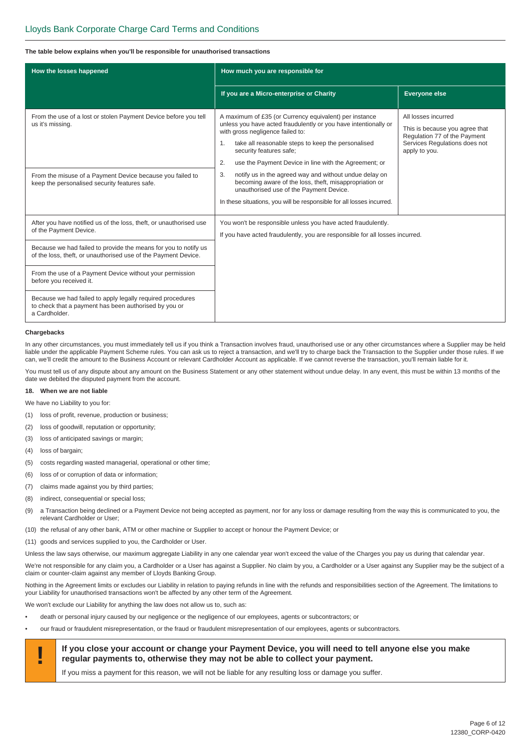**The table below explains when you'll be responsible for unauthorised transactions**

| How the losses happened | How much you are responsible for | |
|---|---|---|
| | **If you are a Micro-enterprise or Charity** | **Everyone else** |
| From the use of a lost or stolen Payment Device before you tell us it's missing.<br><br>From the misuse of a Payment Device because you failed to keep the personalised security features safe. | A maximum of £35 (or Currency equivalent) per instance unless you have acted fraudulently or you have intentionally or with gross negligence failed to:<br>1. take all reasonable steps to keep the personalised security features safe;<br>2. use the Payment Device in line with the Agreement; or<br>3. notify us in the agreed way and without undue delay on becoming aware of the loss, theft, misappropriation or unauthorised use of the Payment Device.<br><br>In these situations, you will be responsible for all losses incurred. | All losses incurred<br><br>This is because you agree that Regulation 77 of the Payment Services Regulations does not apply to you. |
| After you have notified us of the loss, theft, or unauthorised use of the Payment Device.<br><br>Because we had failed to provide the means for you to notify us of the loss, theft, or unauthorised use of the Payment Device.<br><br>From the use of a Payment Device without your permission before you received it.<br><br>Because we had failed to apply legally required procedures to check that a payment has been authorised by you or a Cardholder. | You won't be responsible unless you have acted fraudulently.<br><br>If you have acted fraudulently, you are responsible for all losses incurred. | |

**Chargebacks**

In any other circumstances, you must immediately tell us if you think a Transaction involves fraud, unauthorised use or any other circumstances where a Supplier may be held liable under the applicable Payment Scheme rules. You can ask us to reject a transaction, and we'll try to charge back the Transaction to the Supplier under those rules. If we can, we'll credit the amount to the Business Account or relevant Cardholder Account as applicable. If we cannot reverse the transaction, you'll remain liable for it.

You must tell us of any dispute about any amount on the Business Statement or any other statement without undue delay. In any event, this must be within 13 months of the date we debited the disputed payment from the account.

**18. When we are not liable**

We have no Liability to you for:

(1) loss of profit, revenue, production or business;

(2) loss of goodwill, reputation or opportunity;

(3) loss of anticipated savings or margin;

(4) loss of bargain;

(5) costs regarding wasted managerial, operational or other time;

(6) loss of or corruption of data or information;

(7) claims made against you by third parties;

(8) indirect, consequential or special loss;

(9) a Transaction being declined or a Payment Device not being accepted as payment, nor for any loss or damage resulting from the way this is communicated to you, the relevant Cardholder or User;

(10) the refusal of any other bank, ATM or other machine or Supplier to accept or honour the Payment Device; or

(11) goods and services supplied to you, the Cardholder or User.

Unless the law says otherwise, our maximum aggregate Liability in any one calendar year won't exceed the value of the Charges you pay us during that calendar year.

We're not responsible for any claim you, a Cardholder or a User has against a Supplier. No claim by you, a Cardholder or a User against any Supplier may be the subject of a claim or counter-claim against any member of Lloyds Banking Group.

Nothing in the Agreement limits or excludes our Liability in relation to paying refunds in line with the refunds and responsibilities section of the Agreement. The limitations to your Liability for unauthorised transactions won't be affected by any other term of the Agreement.

We won't exclude our Liability for anything the law does not allow us to, such as:

- death or personal injury caused by our negligence or the negligence of our employees, agents or subcontractors; or
- our fraud or fraudulent misrepresentation, or the fraud or fraudulent misrepresentation of our employees, agents or subcontractors.

**! If you close your account or change your Payment Device, you will need to tell anyone else you make regular payments to, otherwise they may not be able to collect your payment.**

If you miss a payment for this reason, we will not be liable for any resulting loss or damage you suffer.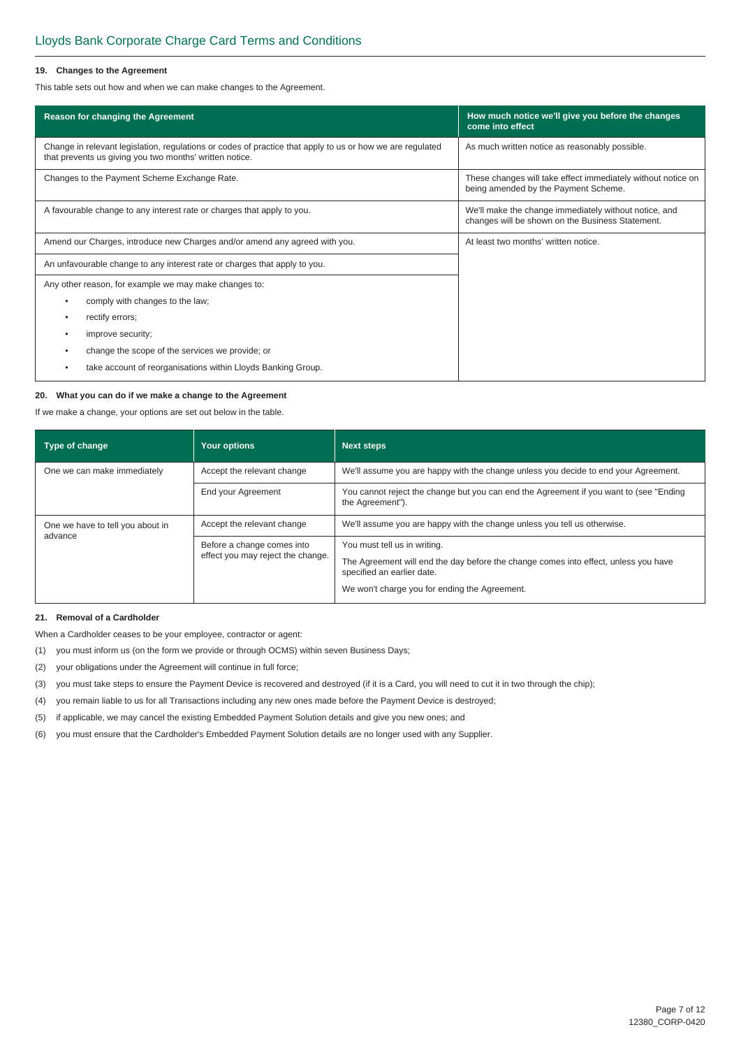## 19. Changes to the Agreement

This table sets out how and when we can make changes to the Agreement.

| Reason for changing the Agreement | How much notice we'll give you before the changes come into effect |
|---|---|
| Change in relevant legislation, regulations or codes of practice that apply to us or how we are regulated that prevents us giving you two months' written notice. | As much written notice as reasonably possible. |
| Changes to the Payment Scheme Exchange Rate. | These changes will take effect immediately without notice on being amended by the Payment Scheme. |
| A favourable change to any interest rate or charges that apply to you. | We'll make the change immediately without notice, and changes will be shown on the Business Statement. |
| Amend our Charges, introduce new Charges and/or amend any agreed with you. | At least two months' written notice. |
| An unfavourable change to any interest rate or charges that apply to you. | |
| Any other reason, for example we may make changes to: • comply with changes to the law; • rectify errors; • improve security; • change the scope of the services we provide; or • take account of reorganisations within Lloyds Banking Group. | |

## 20. What you can do if we make a change to the Agreement

If we make a change, your options are set out below in the table.

| Type of change | Your options | Next steps |
|---|---|---|
| One we can make immediately | Accept the relevant change | We'll assume you are happy with the change unless you decide to end your Agreement. |
| | End your Agreement | You cannot reject the change but you can end the Agreement if you want to (see "Ending the Agreement"). |
| One we have to tell you about in advance | Accept the relevant change | We'll assume you are happy with the change unless you tell us otherwise. |
| | Before a change comes into effect you may reject the change. | You must tell us in writing. The Agreement will end the day before the change comes into effect, unless you have specified an earlier date. We won't charge you for ending the Agreement. |

## 21. Removal of a Cardholder

When a Cardholder ceases to be your employee, contractor or agent:

(1) you must inform us (on the form we provide or through OCMS) within seven Business Days;

(2) your obligations under the Agreement will continue in full force;

(3) you must take steps to ensure the Payment Device is recovered and destroyed (if it is a Card, you will need to cut it in two through the chip);

(4) you remain liable to us for all Transactions including any new ones made before the Payment Device is destroyed;

(5) if applicable, we may cancel the existing Embedded Payment Solution details and give you new ones; and

(6) you must ensure that the Cardholder's Embedded Payment Solution details are no longer used with any Supplier.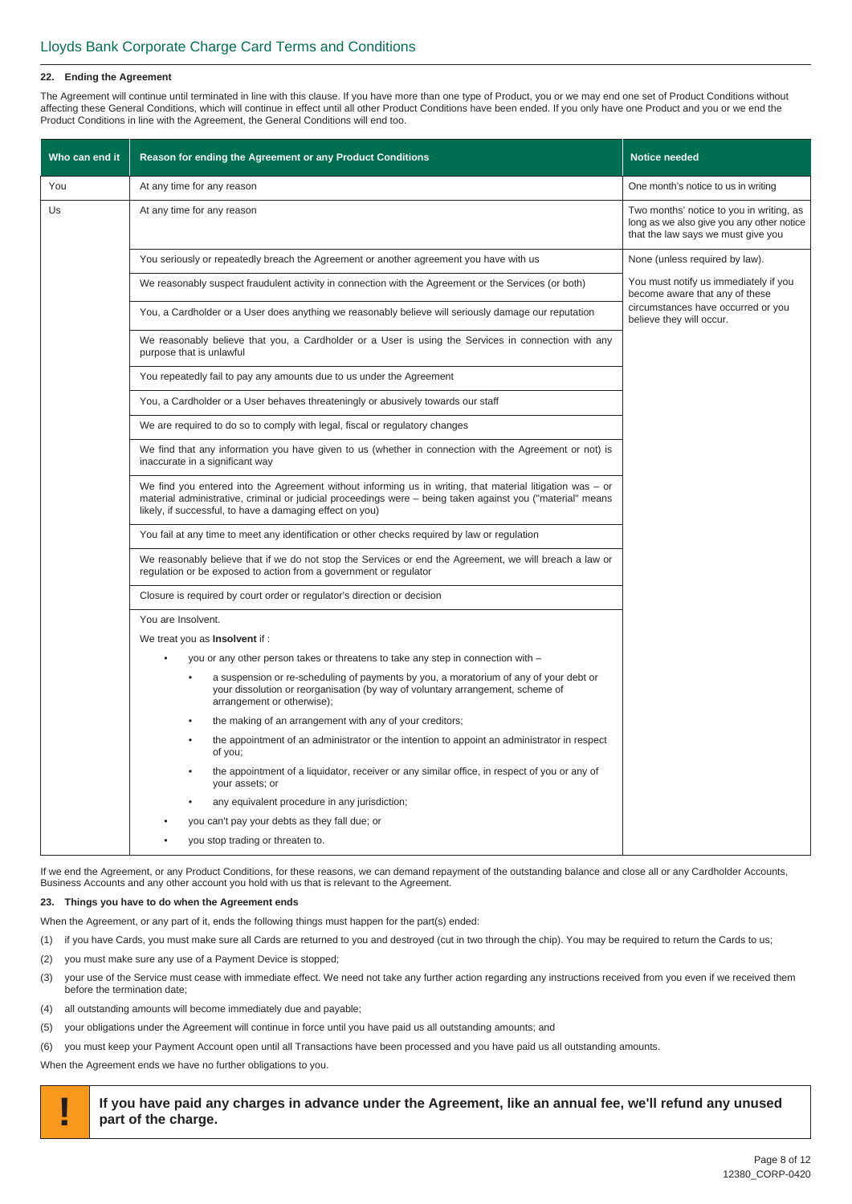#### 22. Ending the Agreement

The Agreement will continue until terminated in line with this clause. If you have more than one type of Product, you or we may end one set of Product Conditions without affecting these General Conditions, which will continue in effect until all other Product Conditions have been ended. If you only have one Product and you or we end the Product Conditions in line with the Agreement, the General Conditions will end too.

| Who can end it | Reason for ending the Agreement or any Product Conditions | Notice needed |
|---|---|---|
| You | At any time for any reason | One month's notice to us in writing |
| Us | At any time for any reason | Two months' notice to you in writing, as long as we also give you any other notice that the law says we must give you |
| | You seriously or repeatedly breach the Agreement or another agreement you have with us | None (unless required by law). You must notify us immediately if you become aware that any of these circumstances have occurred or you believe they will occur. |
| | We reasonably suspect fraudulent activity in connection with the Agreement or the Services (or both) | |
| | You, a Cardholder or a User does anything we reasonably believe will seriously damage our reputation | |
| | We reasonably believe that you, a Cardholder or a User is using the Services in connection with any purpose that is unlawful | |
| | You repeatedly fail to pay any amounts due to us under the Agreement | |
| | You, a Cardholder or a User behaves threateningly or abusively towards our staff | |
| | We are required to do so to comply with legal, fiscal or regulatory changes | |
| | We find that any information you have given to us (whether in connection with the Agreement or not) is inaccurate in a significant way | |
| | We find you entered into the Agreement without informing us in writing, that material litigation was – or material administrative, criminal or judicial proceedings were – being taken against you ("material" means likely, if successful, to have a damaging effect on you) | |
| | You fail at any time to meet any identification or other checks required by law or regulation | |
| | We reasonably believe that if we do not stop the Services or end the Agreement, we will breach a law or regulation or be exposed to action from a government or regulator | |
| | Closure is required by court order or regulator's direction or decision | |
| | You are Insolvent.<br>We treat you as **Insolvent** if :<br>• you or any other person takes or threatens to take any step in connection with –<br>  ◦ a suspension or re-scheduling of payments by you, a moratorium of any of your debt or your dissolution or reorganisation (by way of voluntary arrangement, scheme of arrangement or otherwise);<br>  ◦ the making of an arrangement with any of your creditors;<br>  ◦ the appointment of an administrator or the intention to appoint an administrator in respect of you;<br>  ◦ the appointment of a liquidator, receiver or any similar office, in respect of you or any of your assets; or<br>  ◦ any equivalent procedure in any jurisdiction;<br>• you can't pay your debts as they fall due; or<br>• you stop trading or threaten to. | |

If we end the Agreement, or any Product Conditions, for these reasons, we can demand repayment of the outstanding balance and close all or any Cardholder Accounts, Business Accounts and any other account you hold with us that is relevant to the Agreement.

#### 23. Things you have to do when the Agreement ends

When the Agreement, or any part of it, ends the following things must happen for the part(s) ended:

(1) if you have Cards, you must make sure all Cards are returned to you and destroyed (cut in two through the chip). You may be required to return the Cards to us;

(2) you must make sure any use of a Payment Device is stopped;

(3) your use of the Service must cease with immediate effect. We need not take any further action regarding any instructions received from you even if we received them before the termination date;

(4) all outstanding amounts will become immediately due and payable;

(5) your obligations under the Agreement will continue in force until you have paid us all outstanding amounts; and

(6) you must keep your Payment Account open until all Transactions have been processed and you have paid us all outstanding amounts.

When the Agreement ends we have no further obligations to you.

**!** **If you have paid any charges in advance under the Agreement, like an annual fee, we'll refund any unused part of the charge.**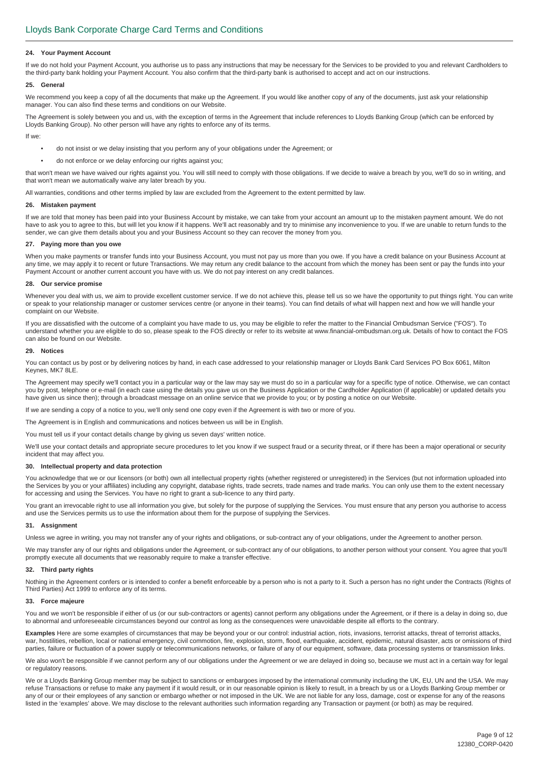### 24. Your Payment Account

If we do not hold your Payment Account, you authorise us to pass any instructions that may be necessary for the Services to be provided to you and relevant Cardholders to the third-party bank holding your Payment Account. You also confirm that the third-party bank is authorised to accept and act on our instructions.

### 25. General

We recommend you keep a copy of all the documents that make up the Agreement. If you would like another copy of any of the documents, just ask your relationship manager. You can also find these terms and conditions on our Website.

The Agreement is solely between you and us, with the exception of terms in the Agreement that include references to Lloyds Banking Group (which can be enforced by Lloyds Banking Group). No other person will have any rights to enforce any of its terms.

If we:

- do not insist or we delay insisting that you perform any of your obligations under the Agreement; or
- do not enforce or we delay enforcing our rights against you;

that won't mean we have waived our rights against you. You will still need to comply with those obligations. If we decide to waive a breach by you, we'll do so in writing, and that won't mean we automatically waive any later breach by you.

All warranties, conditions and other terms implied by law are excluded from the Agreement to the extent permitted by law.

### 26. Mistaken payment

If we are told that money has been paid into your Business Account by mistake, we can take from your account an amount up to the mistaken payment amount. We do not have to ask you to agree to this, but will let you know if it happens. We'll act reasonably and try to minimise any inconvenience to you. If we are unable to return funds to the sender, we can give them details about you and your Business Account so they can recover the money from you.

### 27. Paying more than you owe

When you make payments or transfer funds into your Business Account, you must not pay us more than you owe. If you have a credit balance on your Business Account at any time, we may apply it to recent or future Transactions. We may return any credit balance to the account from which the money has been sent or pay the funds into your Payment Account or another current account you have with us. We do not pay interest on any credit balances.

### 28. Our service promise

Whenever you deal with us, we aim to provide excellent customer service. If we do not achieve this, please tell us so we have the opportunity to put things right. You can write or speak to your relationship manager or customer services centre (or anyone in their teams). You can find details of what will happen next and how we will handle your complaint on our Website.

If you are dissatisfied with the outcome of a complaint you have made to us, you may be eligible to refer the matter to the Financial Ombudsman Service ("FOS"). To understand whether you are eligible to do so, please speak to the FOS directly or refer to its website at www.financial-ombudsman.org.uk. Details of how to contact the FOS can also be found on our Website.

### 29. Notices

You can contact us by post or by delivering notices by hand, in each case addressed to your relationship manager or Lloyds Bank Card Services PO Box 6061, Milton Keynes, MK7 8LE.

The Agreement may specify we'll contact you in a particular way or the law may say we must do so in a particular way for a specific type of notice. Otherwise, we can contact you by post, telephone or e-mail (in each case using the details you gave us on the Business Application or the Cardholder Application (if applicable) or updated details you have given us since then); through a broadcast message on an online service that we provide to you; or by posting a notice on our Website.

If we are sending a copy of a notice to you, we'll only send one copy even if the Agreement is with two or more of you.

The Agreement is in English and communications and notices between us will be in English.

You must tell us if your contact details change by giving us seven days' written notice.

We'll use your contact details and appropriate secure procedures to let you know if we suspect fraud or a security threat, or if there has been a major operational or security incident that may affect you.

### 30. Intellectual property and data protection

You acknowledge that we or our licensors (or both) own all intellectual property rights (whether registered or unregistered) in the Services (but not information uploaded into the Services by you or your affiliates) including any copyright, database rights, trade secrets, trade names and trade marks. You can only use them to the extent necessary for accessing and using the Services. You have no right to grant a sub-licence to any third party.

You grant an irrevocable right to use all information you give, but solely for the purpose of supplying the Services. You must ensure that any person you authorise to access and use the Services permits us to use the information about them for the purpose of supplying the Services.

### 31. Assignment

Unless we agree in writing, you may not transfer any of your rights and obligations, or sub-contract any of your obligations, under the Agreement to another person.

We may transfer any of our rights and obligations under the Agreement, or sub-contract any of our obligations, to another person without your consent. You agree that you'll promptly execute all documents that we reasonably require to make a transfer effective.

### 32. Third party rights

Nothing in the Agreement confers or is intended to confer a benefit enforceable by a person who is not a party to it. Such a person has no right under the Contracts (Rights of Third Parties) Act 1999 to enforce any of its terms.

### 33. Force majeure

You and we won't be responsible if either of us (or our sub-contractors or agents) cannot perform any obligations under the Agreement, or if there is a delay in doing so, due to abnormal and unforeseeable circumstances beyond our control as long as the consequences were unavoidable despite all efforts to the contrary.

**Examples** Here are some examples of circumstances that may be beyond your or our control: industrial action, riots, invasions, terrorist attacks, threat of terrorist attacks, war, hostilities, rebellion, local or national emergency, civil commotion, fire, explosion, storm, flood, earthquake, accident, epidemic, natural disaster, acts or omissions of third parties, failure or fluctuation of a power supply or telecommunications networks, or failure of any of our equipment, software, data processing systems or transmission links.

We also won't be responsible if we cannot perform any of our obligations under the Agreement or we are delayed in doing so, because we must act in a certain way for legal or regulatory reasons.

We or a Lloyds Banking Group member may be subject to sanctions or embargoes imposed by the international community including the UK, EU, UN and the USA. We may refuse Transactions or refuse to make any payment if it would result, or in our reasonable opinion is likely to result, in a breach by us or a Lloyds Banking Group member or any of our or their employees of any sanction or embargo whether or not imposed in the UK. We are not liable for any loss, damage, cost or expense for any of the reasons listed in the 'examples' above. We may disclose to the relevant authorities such information regarding any Transaction or payment (or both) as may be required.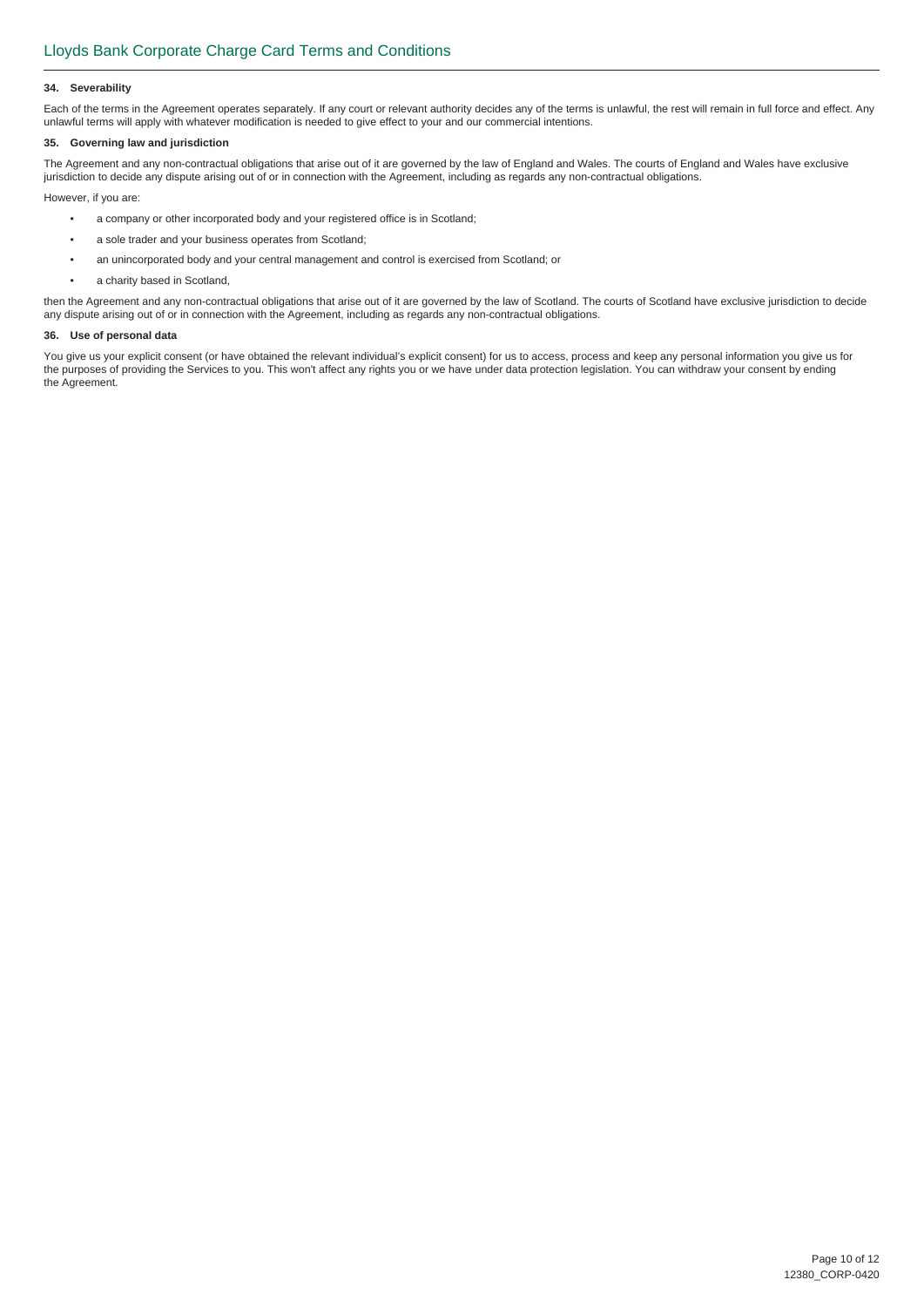#### 34. Severability

Each of the terms in the Agreement operates separately. If any court or relevant authority decides any of the terms is unlawful, the rest will remain in full force and effect. Any unlawful terms will apply with whatever modification is needed to give effect to your and our commercial intentions.

#### 35. Governing law and jurisdiction

The Agreement and any non-contractual obligations that arise out of it are governed by the law of England and Wales. The courts of England and Wales have exclusive jurisdiction to decide any dispute arising out of or in connection with the Agreement, including as regards any non-contractual obligations.

However, if you are:

- a company or other incorporated body and your registered office is in Scotland;
- a sole trader and your business operates from Scotland;
- an unincorporated body and your central management and control is exercised from Scotland; or
- a charity based in Scotland,

then the Agreement and any non-contractual obligations that arise out of it are governed by the law of Scotland. The courts of Scotland have exclusive jurisdiction to decide any dispute arising out of or in connection with the Agreement, including as regards any non-contractual obligations.

#### 36. Use of personal data

You give us your explicit consent (or have obtained the relevant individual's explicit consent) for us to access, process and keep any personal information you give us for the purposes of providing the Services to you. This won't affect any rights you or we have under data protection legislation. You can withdraw your consent by ending the Agreement.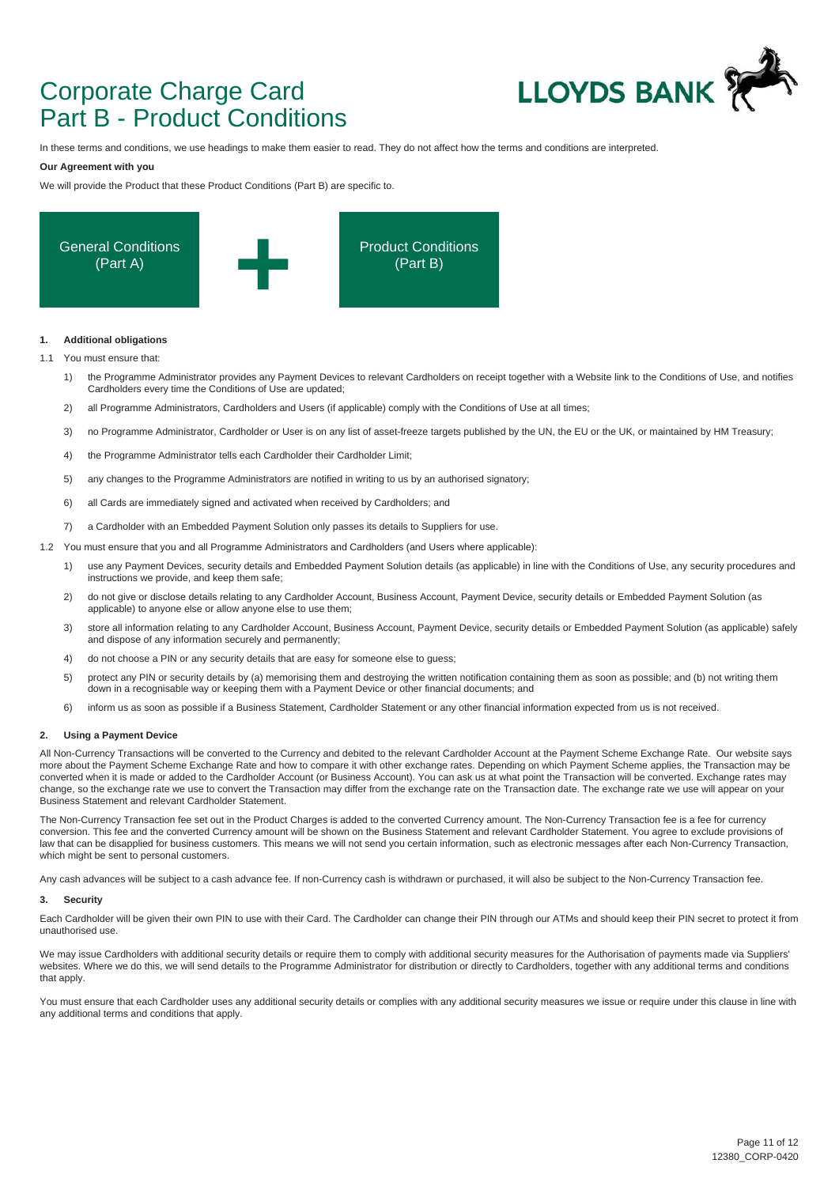# Corporate Charge Card
# Part B - Product Conditions

LLOYDS BANK

In these terms and conditions, we use headings to make them easier to read. They do not affect how the terms and conditions are interpreted.

**Our Agreement with you**

We will provide the Product that these Product Conditions (Part B) are specific to.

General Conditions (Part A) + Product Conditions (Part B)

### 1. Additional obligations

1.1 You must ensure that:

1) the Programme Administrator provides any Payment Devices to relevant Cardholders on receipt together with a Website link to the Conditions of Use, and notifies Cardholders every time the Conditions of Use are updated;

2) all Programme Administrators, Cardholders and Users (if applicable) comply with the Conditions of Use at all times;

3) no Programme Administrator, Cardholder or User is on any list of asset-freeze targets published by the UN, the EU or the UK, or maintained by HM Treasury;

4) the Programme Administrator tells each Cardholder their Cardholder Limit;

5) any changes to the Programme Administrators are notified in writing to us by an authorised signatory;

6) all Cards are immediately signed and activated when received by Cardholders; and

7) a Cardholder with an Embedded Payment Solution only passes its details to Suppliers for use.

1.2 You must ensure that you and all Programme Administrators and Cardholders (and Users where applicable):

1) use any Payment Devices, security details and Embedded Payment Solution details (as applicable) in line with the Conditions of Use, any security procedures and instructions we provide, and keep them safe;

2) do not give or disclose details relating to any Cardholder Account, Business Account, Payment Device, security details or Embedded Payment Solution (as applicable) to anyone else or allow anyone else to use them;

3) store all information relating to any Cardholder Account, Business Account, Payment Device, security details or Embedded Payment Solution (as applicable) safely and dispose of any information securely and permanently;

4) do not choose a PIN or any security details that are easy for someone else to guess;

5) protect any PIN or security details by (a) memorising them and destroying the written notification containing them as soon as possible; and (b) not writing them down in a recognisable way or keeping them with a Payment Device or other financial documents; and

6) inform us as soon as possible if a Business Statement, Cardholder Statement or any other financial information expected from us is not received.

### 2. Using a Payment Device

All Non-Currency Transactions will be converted to the Currency and debited to the relevant Cardholder Account at the Payment Scheme Exchange Rate. Our website says more about the Payment Scheme Exchange Rate and how to compare it with other exchange rates. Depending on which Payment Scheme applies, the Transaction may be converted when it is made or added to the Cardholder Account (or Business Account). You can ask us at what point the Transaction will be converted. Exchange rates may change, so the exchange rate we use to convert the Transaction may differ from the exchange rate on the Transaction date. The exchange rate we use will appear on your Business Statement and relevant Cardholder Statement.

The Non-Currency Transaction fee set out in the Product Charges is added to the converted Currency amount. The Non-Currency Transaction fee is a fee for currency conversion. This fee and the converted Currency amount will be shown on the Business Statement and relevant Cardholder Statement. You agree to exclude provisions of law that can be disapplied for business customers. This means we will not send you certain information, such as electronic messages after each Non-Currency Transaction, which might be sent to personal customers.

Any cash advances will be subject to a cash advance fee. If non-Currency cash is withdrawn or purchased, it will also be subject to the Non-Currency Transaction fee.

### 3. Security

Each Cardholder will be given their own PIN to use with their Card. The Cardholder can change their PIN through our ATMs and should keep their PIN secret to protect it from unauthorised use.

We may issue Cardholders with additional security details or require them to comply with additional security measures for the Authorisation of payments made via Suppliers' websites. Where we do this, we will send details to the Programme Administrator for distribution or directly to Cardholders, together with any additional terms and conditions that apply.

You must ensure that each Cardholder uses any additional security details or complies with any additional security measures we issue or require under this clause in line with any additional terms and conditions that apply.

12380_CORP-0420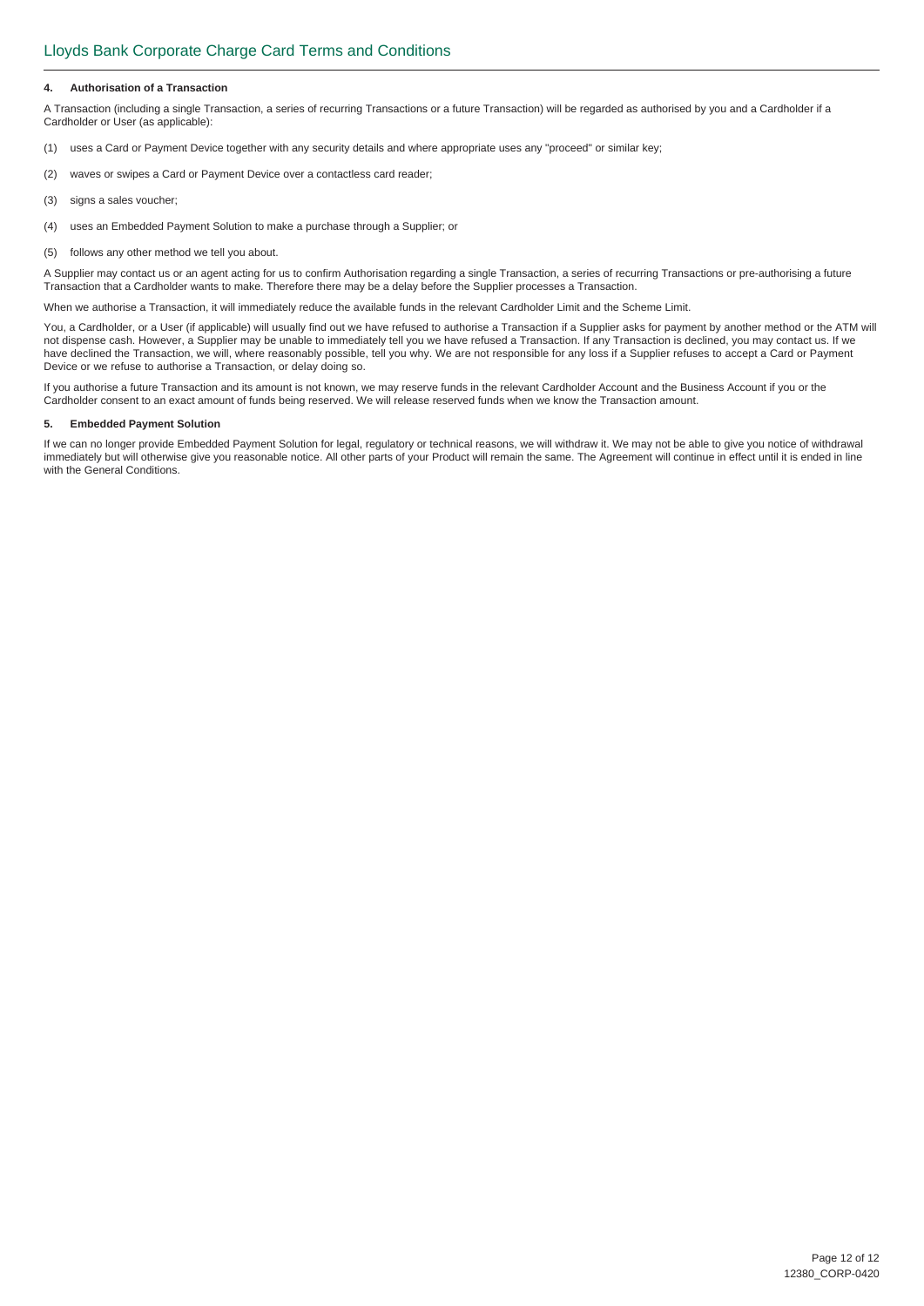#### 4. Authorisation of a Transaction

A Transaction (including a single Transaction, a series of recurring Transactions or a future Transaction) will be regarded as authorised by you and a Cardholder if a Cardholder or User (as applicable):

(1) uses a Card or Payment Device together with any security details and where appropriate uses any "proceed" or similar key;

(2) waves or swipes a Card or Payment Device over a contactless card reader;

(3) signs a sales voucher;

(4) uses an Embedded Payment Solution to make a purchase through a Supplier; or

(5) follows any other method we tell you about.

A Supplier may contact us or an agent acting for us to confirm Authorisation regarding a single Transaction, a series of recurring Transactions or pre-authorising a future Transaction that a Cardholder wants to make. Therefore there may be a delay before the Supplier processes a Transaction.

When we authorise a Transaction, it will immediately reduce the available funds in the relevant Cardholder Limit and the Scheme Limit.

You, a Cardholder, or a User (if applicable) will usually find out we have refused to authorise a Transaction if a Supplier asks for payment by another method or the ATM will not dispense cash. However, a Supplier may be unable to immediately tell you we have refused a Transaction. If any Transaction is declined, you may contact us. If we have declined the Transaction, we will, where reasonably possible, tell you why. We are not responsible for any loss if a Supplier refuses to accept a Card or Payment Device or we refuse to authorise a Transaction, or delay doing so.

If you authorise a future Transaction and its amount is not known, we may reserve funds in the relevant Cardholder Account and the Business Account if you or the Cardholder consent to an exact amount of funds being reserved. We will release reserved funds when we know the Transaction amount.

#### 5. Embedded Payment Solution

If we can no longer provide Embedded Payment Solution for legal, regulatory or technical reasons, we will withdraw it. We may not be able to give you notice of withdrawal immediately but will otherwise give you reasonable notice. All other parts of your Product will remain the same. The Agreement will continue in effect until it is ended in line with the General Conditions.

12380_CORP-0420